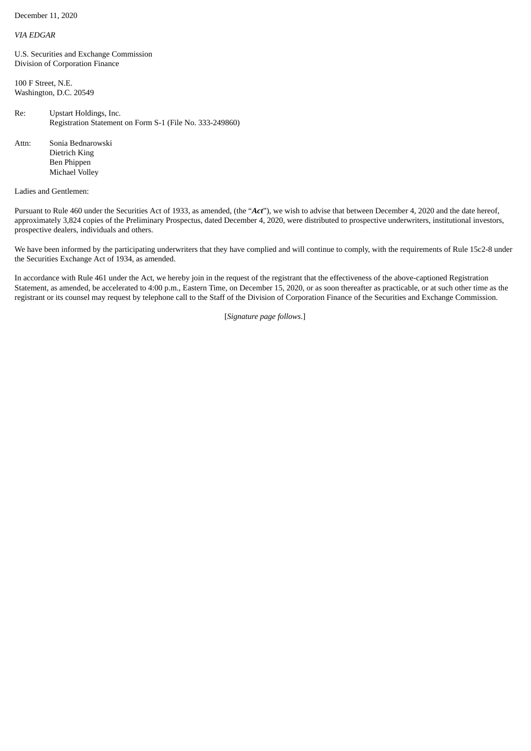December 11, 2020

*VIA EDGAR*

U.S. Securities and Exchange Commission
Division of Corporation Finance

100 F Street, N.E.
Washington, D.C. 20549

Re: Upstart Holdings, Inc.
Registration Statement on Form S-1 (File No. 333-249860)

Attn: Sonia Bednarowski
Dietrich King
Ben Phippen
Michael Volley

Ladies and Gentlemen:

Pursuant to Rule 460 under the Securities Act of 1933, as amended, (the "***Act***"), we wish to advise that between December 4, 2020 and the date hereof, approximately 3,824 copies of the Preliminary Prospectus, dated December 4, 2020, were distributed to prospective underwriters, institutional investors, prospective dealers, individuals and others.

We have been informed by the participating underwriters that they have complied and will continue to comply, with the requirements of Rule 15c2-8 under the Securities Exchange Act of 1934, as amended.

In accordance with Rule 461 under the Act, we hereby join in the request of the registrant that the effectiveness of the above-captioned Registration Statement, as amended, be accelerated to 4:00 p.m., Eastern Time, on December 15, 2020, or as soon thereafter as practicable, or at such other time as the registrant or its counsel may request by telephone call to the Staff of the Division of Corporation Finance of the Securities and Exchange Commission.

[*Signature page follows*.]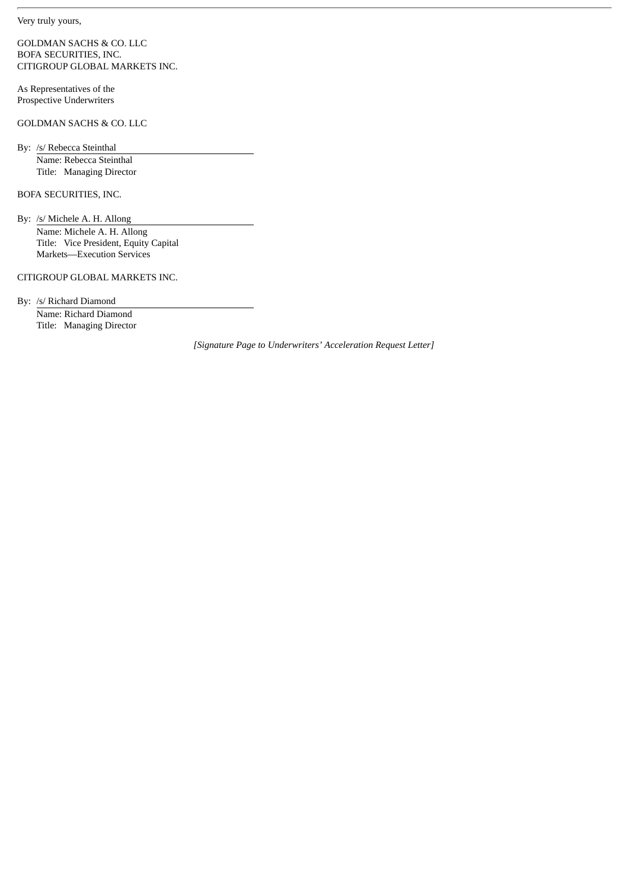Very truly yours,

GOLDMAN SACHS & CO. LLC
BOFA SECURITIES, INC.
CITIGROUP GLOBAL MARKETS INC.

As Representatives of the
Prospective Underwriters

GOLDMAN SACHS & CO. LLC

By: /s/ Rebecca Steinthal
Name: Rebecca Steinthal
Title: Managing Director

BOFA SECURITIES, INC.

By: /s/ Michele A. H. Allong
Name: Michele A. H. Allong
Title: Vice President, Equity Capital Markets—Execution Services

CITIGROUP GLOBAL MARKETS INC.

By: /s/ Richard Diamond
Name: Richard Diamond
Title: Managing Director

*[Signature Page to Underwriters' Acceleration Request Letter]*